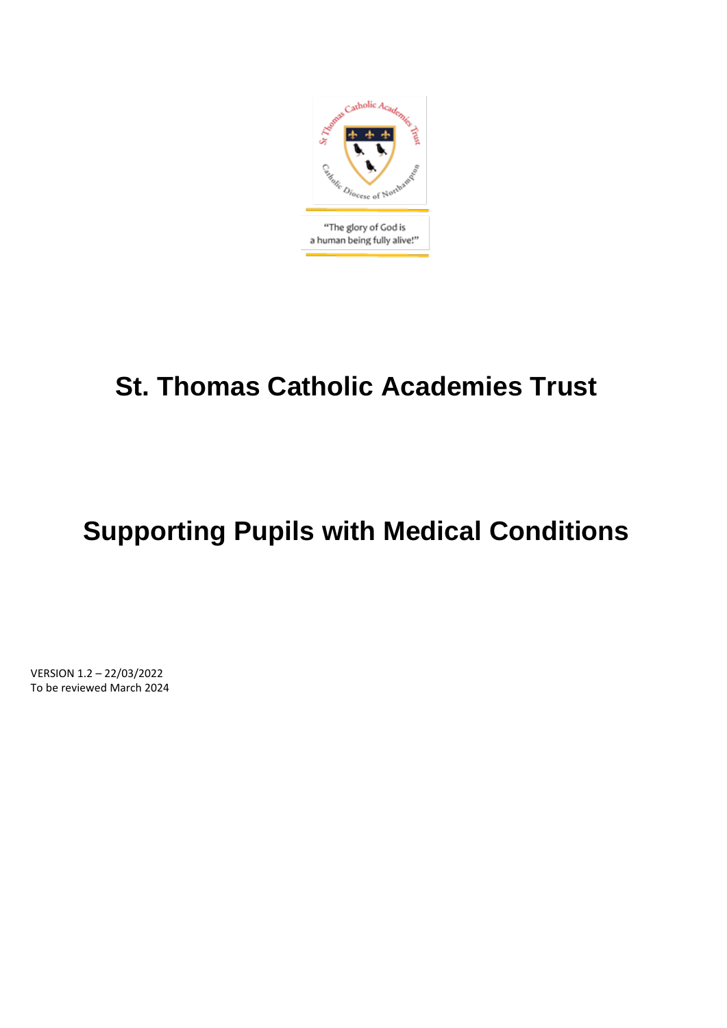"The glory of God is a human being fully alive!"

# St. Thomas Catholic Academies Trust

# Supporting Pupils with Medical Conditions

VERSION 1.2 – 22/03/2022
To be reviewed March 2024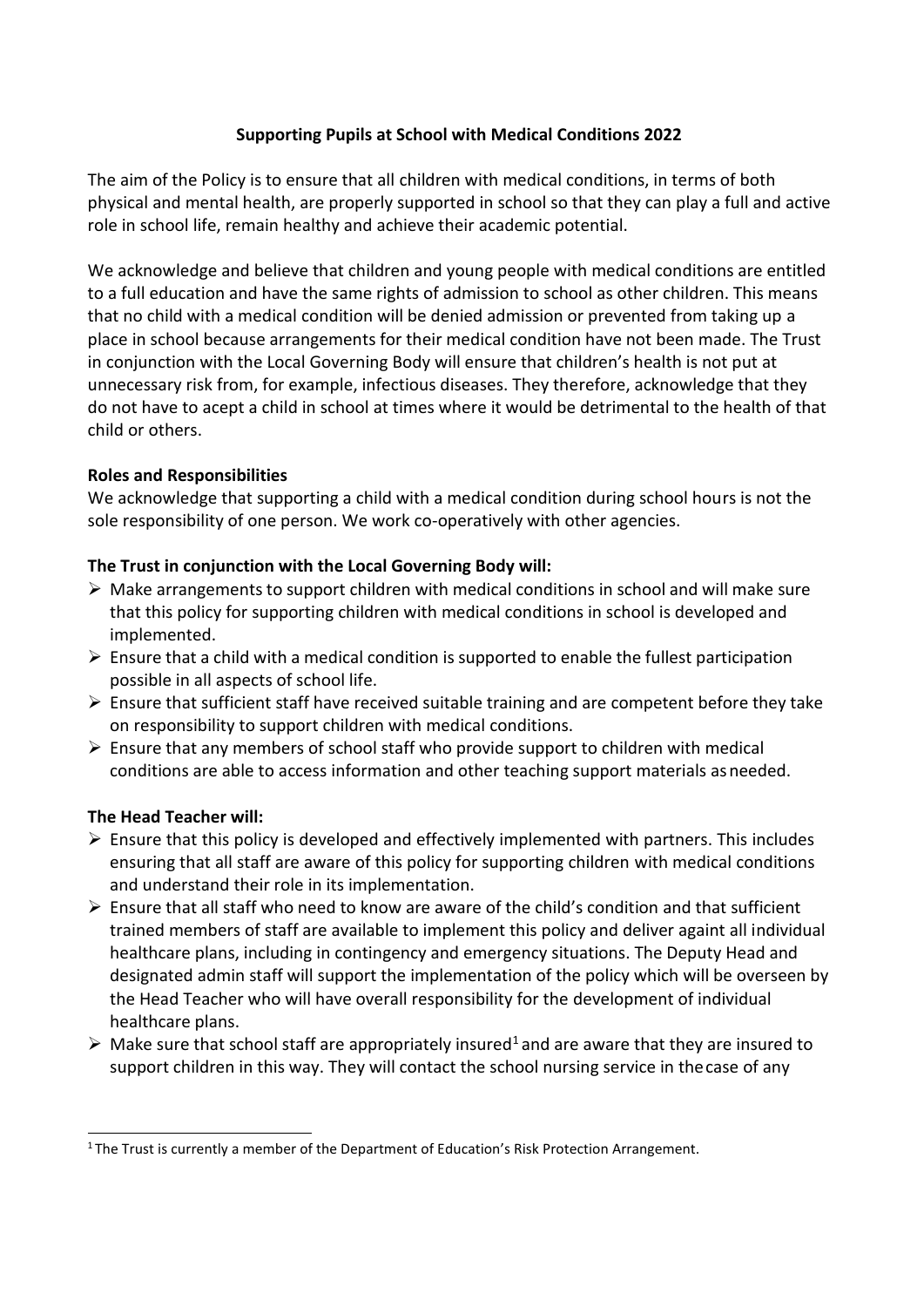**Supporting Pupils at School with Medical Conditions 2022**

The aim of the Policy is to ensure that all children with medical conditions, in terms of both physical and mental health, are properly supported in school so that they can play a full and active role in school life, remain healthy and achieve their academic potential.

We acknowledge and believe that children and young people with medical conditions are entitled to a full education and have the same rights of admission to school as other children. This means that no child with a medical condition will be denied admission or prevented from taking up a place in school because arrangements for their medical condition have not been made. The Trust in conjunction with the Local Governing Body will ensure that children's health is not put at unnecessary risk from, for example, infectious diseases. They therefore, acknowledge that they do not have to acept a child in school at times where it would be detrimental to the health of that child or others.

**Roles and Responsibilities**

We acknowledge that supporting a child with a medical condition during school hours is not the sole responsibility of one person. We work co-operatively with other agencies.

**The Trust in conjunction with the Local Governing Body will:**

- Make arrangements to support children with medical conditions in school and will make sure that this policy for supporting children with medical conditions in school is developed and implemented.
- Ensure that a child with a medical condition is supported to enable the fullest participation possible in all aspects of school life.
- Ensure that sufficient staff have received suitable training and are competent before they take on responsibility to support children with medical conditions.
- Ensure that any members of school staff who provide support to children with medical conditions are able to access information and other teaching support materials as needed.

**The Head Teacher will:**

- Ensure that this policy is developed and effectively implemented with partners. This includes ensuring that all staff are aware of this policy for supporting children with medical conditions and understand their role in its implementation.
- Ensure that all staff who need to know are aware of the child's condition and that sufficient trained members of staff are available to implement this policy and deliver againt all individual healthcare plans, including in contingency and emergency situations. The Deputy Head and designated admin staff will support the implementation of the policy which will be overseen by the Head Teacher who will have overall responsibility for the development of individual healthcare plans.
- Make sure that school staff are appropriately insured[1] and are aware that they are insured to support children in this way. They will contact the school nursing service in the case of any

[1] The Trust is currently a member of the Department of Education's Risk Protection Arrangement.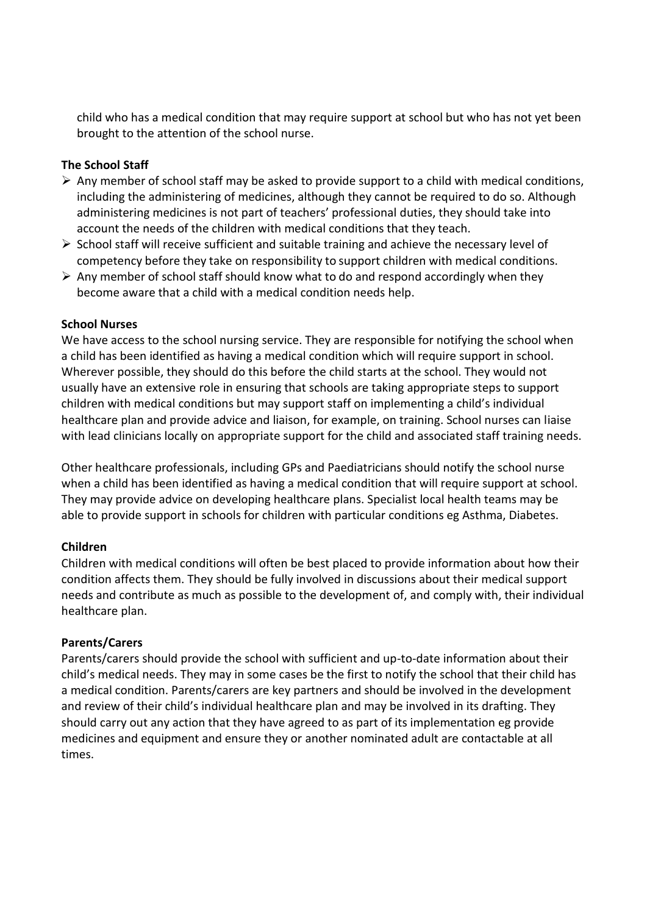child who has a medical condition that may require support at school but who has not yet been brought to the attention of the school nurse.

**The School Staff**

- Any member of school staff may be asked to provide support to a child with medical conditions, including the administering of medicines, although they cannot be required to do so. Although administering medicines is not part of teachers' professional duties, they should take into account the needs of the children with medical conditions that they teach.
- School staff will receive sufficient and suitable training and achieve the necessary level of competency before they take on responsibility to support children with medical conditions.
- Any member of school staff should know what to do and respond accordingly when they become aware that a child with a medical condition needs help.

**School Nurses**

We have access to the school nursing service. They are responsible for notifying the school when a child has been identified as having a medical condition which will require support in school. Wherever possible, they should do this before the child starts at the school. They would not usually have an extensive role in ensuring that schools are taking appropriate steps to support children with medical conditions but may support staff on implementing a child's individual healthcare plan and provide advice and liaison, for example, on training. School nurses can liaise with lead clinicians locally on appropriate support for the child and associated staff training needs.

Other healthcare professionals, including GPs and Paediatricians should notify the school nurse when a child has been identified as having a medical condition that will require support at school. They may provide advice on developing healthcare plans. Specialist local health teams may be able to provide support in schools for children with particular conditions eg Asthma, Diabetes.

**Children**

Children with medical conditions will often be best placed to provide information about how their condition affects them. They should be fully involved in discussions about their medical support needs and contribute as much as possible to the development of, and comply with, their individual healthcare plan.

**Parents/Carers**

Parents/carers should provide the school with sufficient and up-to-date information about their child's medical needs. They may in some cases be the first to notify the school that their child has a medical condition. Parents/carers are key partners and should be involved in the development and review of their child's individual healthcare plan and may be involved in its drafting. They should carry out any action that they have agreed to as part of its implementation eg provide medicines and equipment and ensure they or another nominated adult are contactable at all times.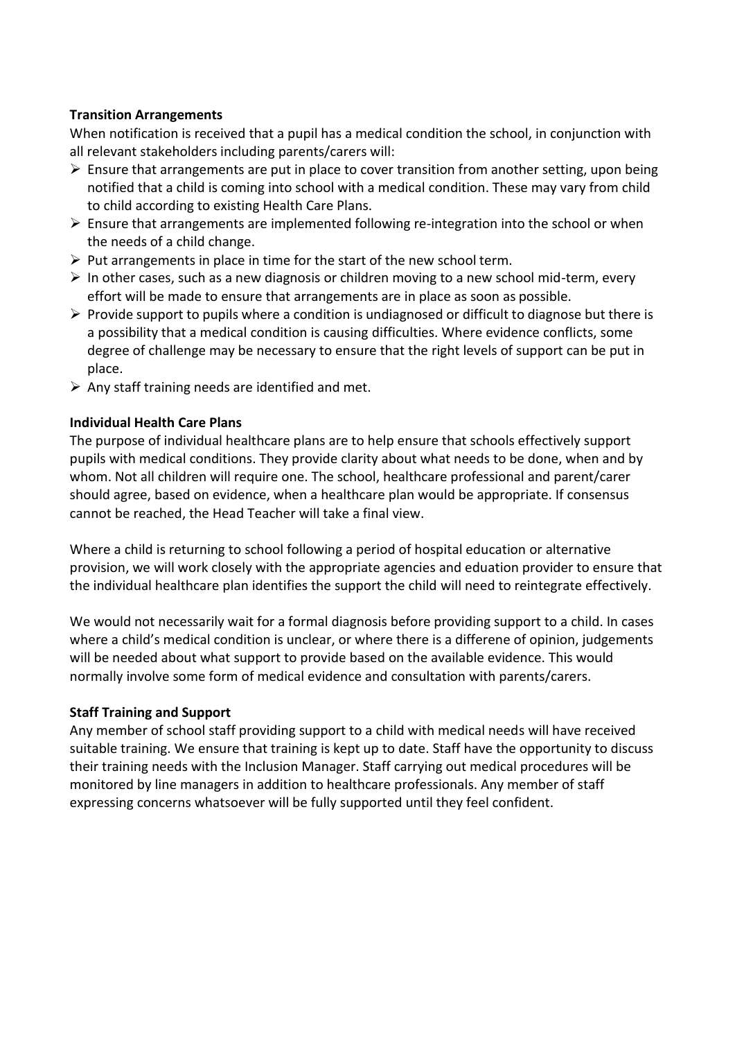**Transition Arrangements**

When notification is received that a pupil has a medical condition the school, in conjunction with all relevant stakeholders including parents/carers will:

- Ensure that arrangements are put in place to cover transition from another setting, upon being notified that a child is coming into school with a medical condition. These may vary from child to child according to existing Health Care Plans.
- Ensure that arrangements are implemented following re-integration into the school or when the needs of a child change.
- Put arrangements in place in time for the start of the new school term.
- In other cases, such as a new diagnosis or children moving to a new school mid-term, every effort will be made to ensure that arrangements are in place as soon as possible.
- Provide support to pupils where a condition is undiagnosed or difficult to diagnose but there is a possibility that a medical condition is causing difficulties. Where evidence conflicts, some degree of challenge may be necessary to ensure that the right levels of support can be put in place.
- Any staff training needs are identified and met.

**Individual Health Care Plans**

The purpose of individual healthcare plans are to help ensure that schools effectively support pupils with medical conditions. They provide clarity about what needs to be done, when and by whom. Not all children will require one. The school, healthcare professional and parent/carer should agree, based on evidence, when a healthcare plan would be appropriate. If consensus cannot be reached, the Head Teacher will take a final view.

Where a child is returning to school following a period of hospital education or alternative provision, we will work closely with the appropriate agencies and eduation provider to ensure that the individual healthcare plan identifies the support the child will need to reintegrate effectively.

We would not necessarily wait for a formal diagnosis before providing support to a child. In cases where a child's medical condition is unclear, or where there is a differene of opinion, judgements will be needed about what support to provide based on the available evidence. This would normally involve some form of medical evidence and consultation with parents/carers.

**Staff Training and Support**

Any member of school staff providing support to a child with medical needs will have received suitable training. We ensure that training is kept up to date. Staff have the opportunity to discuss their training needs with the Inclusion Manager. Staff carrying out medical procedures will be monitored by line managers in addition to healthcare professionals. Any member of staff expressing concerns whatsoever will be fully supported until they feel confident.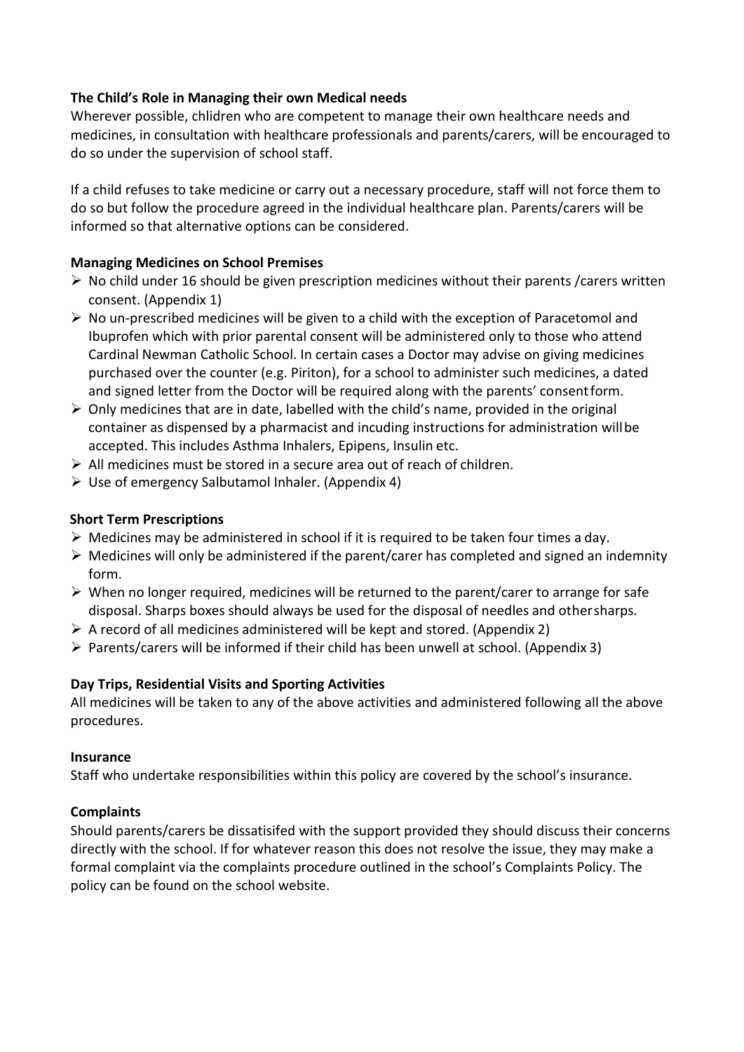**The Child's Role in Managing their own Medical needs**

Wherever possible, chlidren who are competent to manage their own healthcare needs and medicines, in consultation with healthcare professionals and parents/carers, will be encouraged to do so under the supervision of school staff.

If a child refuses to take medicine or carry out a necessary procedure, staff will not force them to do so but follow the procedure agreed in the individual healthcare plan. Parents/carers will be informed so that alternative options can be considered.

**Managing Medicines on School Premises**

- No child under 16 should be given prescription medicines without their parents /carers written consent. (Appendix 1)
- No un-prescribed medicines will be given to a child with the exception of Paracetomol and Ibuprofen which with prior parental consent will be administered only to those who attend Cardinal Newman Catholic School. In certain cases a Doctor may advise on giving medicines purchased over the counter (e.g. Piriton), for a school to administer such medicines, a dated and signed letter from the Doctor will be required along with the parents' consent form.
- Only medicines that are in date, labelled with the child's name, provided in the original container as dispensed by a pharmacist and incuding instructions for administration will be accepted. This includes Asthma Inhalers, Epipens, Insulin etc.
- All medicines must be stored in a secure area out of reach of children.
- Use of emergency Salbutamol Inhaler. (Appendix 4)

**Short Term Prescriptions**

- Medicines may be administered in school if it is required to be taken four times a day.
- Medicines will only be administered if the parent/carer has completed and signed an indemnity form.
- When no longer required, medicines will be returned to the parent/carer to arrange for safe disposal. Sharps boxes should always be used for the disposal of needles and other sharps.
- A record of all medicines administered will be kept and stored. (Appendix 2)
- Parents/carers will be informed if their child has been unwell at school. (Appendix 3)

**Day Trips, Residential Visits and Sporting Activities**

All medicines will be taken to any of the above activities and administered following all the above procedures.

**Insurance**

Staff who undertake responsibilities within this policy are covered by the school's insurance.

**Complaints**

Should parents/carers be dissatisifed with the support provided they should discuss their concerns directly with the school. If for whatever reason this does not resolve the issue, they may make a formal complaint via the complaints procedure outlined in the school's Complaints Policy. The policy can be found on the school website.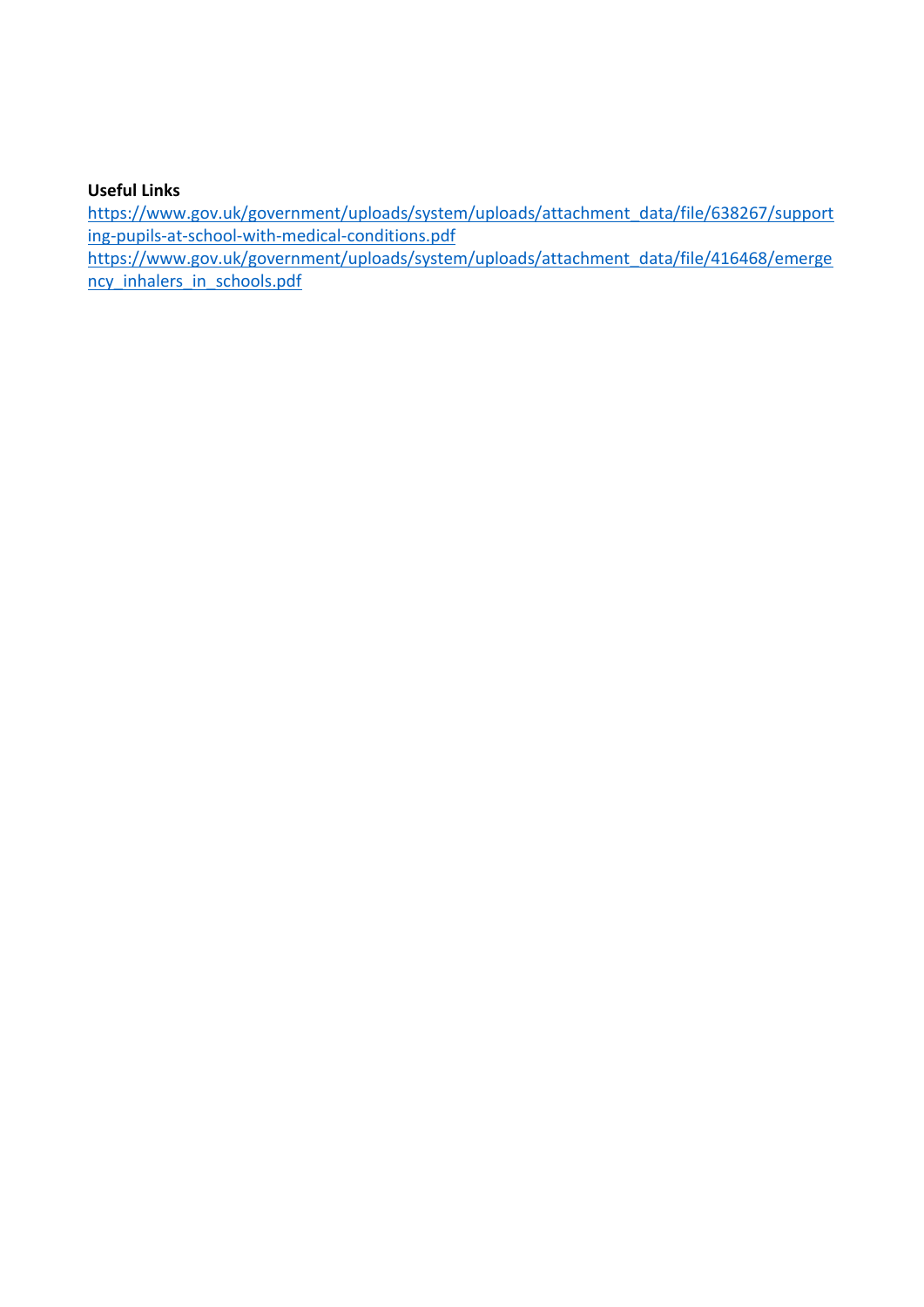**Useful Links**

https://www.gov.uk/government/uploads/system/uploads/attachment_data/file/638267/supporting-pupils-at-school-with-medical-conditions.pdf

https://www.gov.uk/government/uploads/system/uploads/attachment_data/file/416468/emergency_inhalers_in_schools.pdf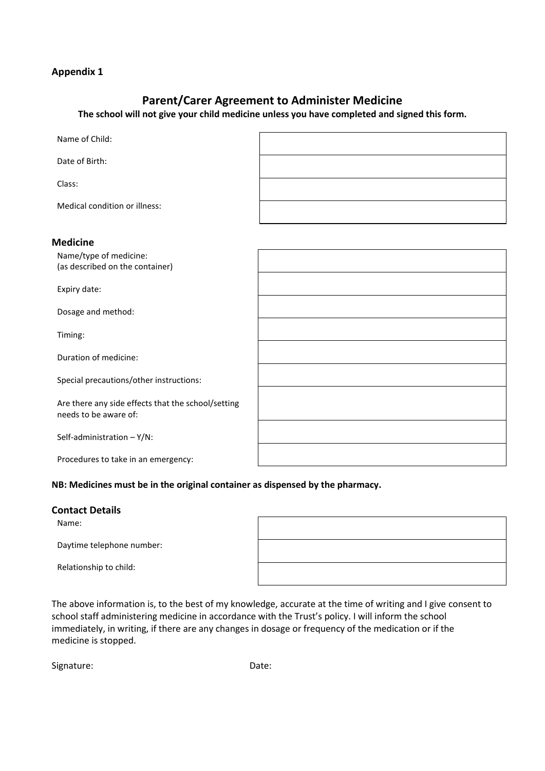**Appendix 1**

## Parent/Carer Agreement to Administer Medicine

**The school will not give your child medicine unless you have completed and signed this form.**

| | |
|---|---|
| Name of Child: | |
| Date of Birth: | |
| Class: | |
| Medical condition or illness: | |

### Medicine

| | |
|---|---|
| Name/type of medicine: (as described on the container) | |
| Expiry date: | |
| Dosage and method: | |
| Timing: | |
| Duration of medicine: | |
| Special precautions/other instructions: | |
| Are there any side effects that the school/setting needs to be aware of: | |
| Self-administration – Y/N: | |
| Procedures to take in an emergency: | |

**NB: Medicines must be in the original container as dispensed by the pharmacy.**

### Contact Details

| | |
|---|---|
| Name: | |
| Daytime telephone number: | |
| Relationship to child: | |

The above information is, to the best of my knowledge, accurate at the time of writing and I give consent to school staff administering medicine in accordance with the Trust's policy. I will inform the school immediately, in writing, if there are any changes in dosage or frequency of the medication or if the medicine is stopped.

Signature: Date: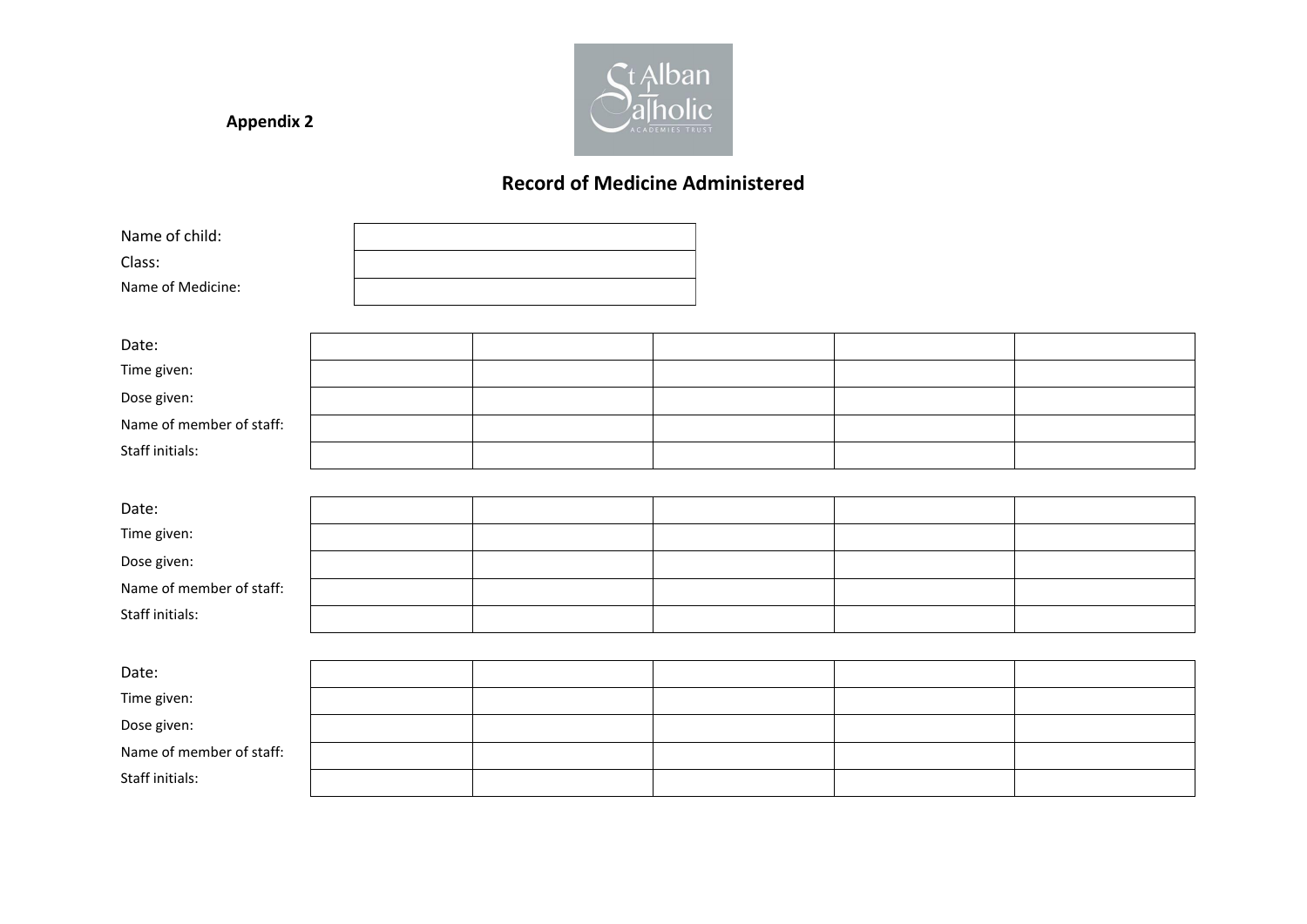**Appendix 2**

St Alban Catholic Academies Trust

## Record of Medicine Administered

| | |
|---|---|
| Name of child: | |
| Class: | |
| Name of Medicine: | |

| | | | | | |
|---|---|---|---|---|---|
| Date: | | | | | |
| Time given: | | | | | |
| Dose given: | | | | | |
| Name of member of staff: | | | | | |
| Staff initials: | | | | | |

| | | | | | |
|---|---|---|---|---|---|
| Date: | | | | | |
| Time given: | | | | | |
| Dose given: | | | | | |
| Name of member of staff: | | | | | |
| Staff initials: | | | | | |

| | | | | | |
|---|---|---|---|---|---|
| Date: | | | | | |
| Time given: | | | | | |
| Dose given: | | | | | |
| Name of member of staff: | | | | | |
| Staff initials: | | | | | |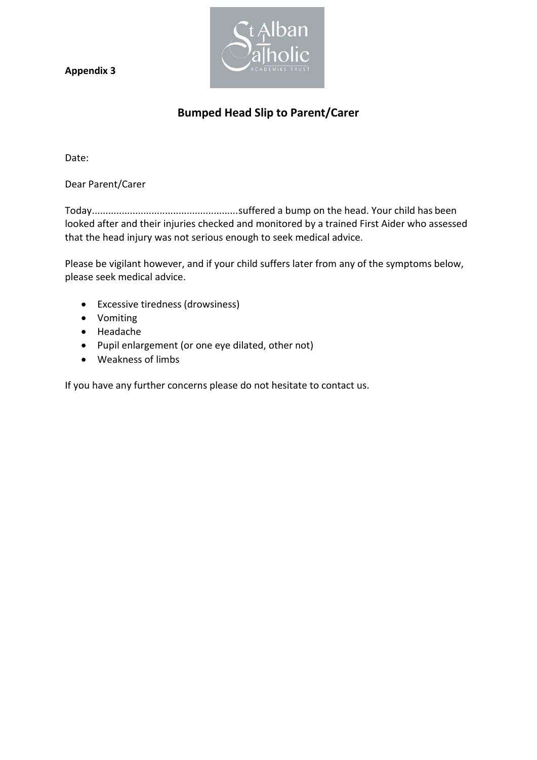**Appendix 3**

## Bumped Head Slip to Parent/Carer

Date:

Dear Parent/Carer

Today.....................................................suffered a bump on the head. Your child has been looked after and their injuries checked and monitored by a trained First Aider who assessed that the head injury was not serious enough to seek medical advice.

Please be vigilant however, and if your child suffers later from any of the symptoms below, please seek medical advice.

- Excessive tiredness (drowsiness)
- Vomiting
- Headache
- Pupil enlargement (or one eye dilated, other not)
- Weakness of limbs

If you have any further concerns please do not hesitate to contact us.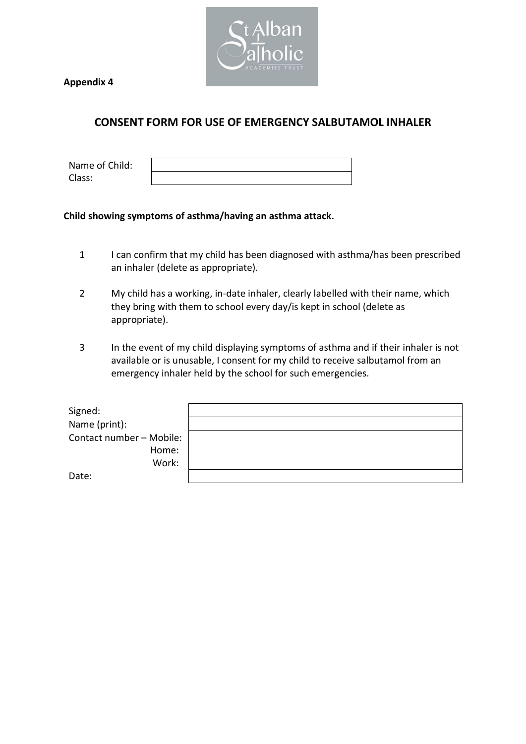**Appendix 4**

## CONSENT FORM FOR USE OF EMERGENCY SALBUTAMOL INHALER

| | |
|---|---|
| Name of Child: | |
| Class: | |

**Child showing symptoms of asthma/having an asthma attack.**

1. I can confirm that my child has been diagnosed with asthma/has been prescribed an inhaler (delete as appropriate).

2. My child has a working, in-date inhaler, clearly labelled with their name, which they bring with them to school every day/is kept in school (delete as appropriate).

3. In the event of my child displaying symptoms of asthma and if their inhaler is not available or is unusable, I consent for my child to receive salbutamol from an emergency inhaler held by the school for such emergencies.

| | |
|---|---|
| Signed: | |
| Name (print): | |
| Contact number – Mobile:<br>Home:<br>Work: | |
| Date: | |